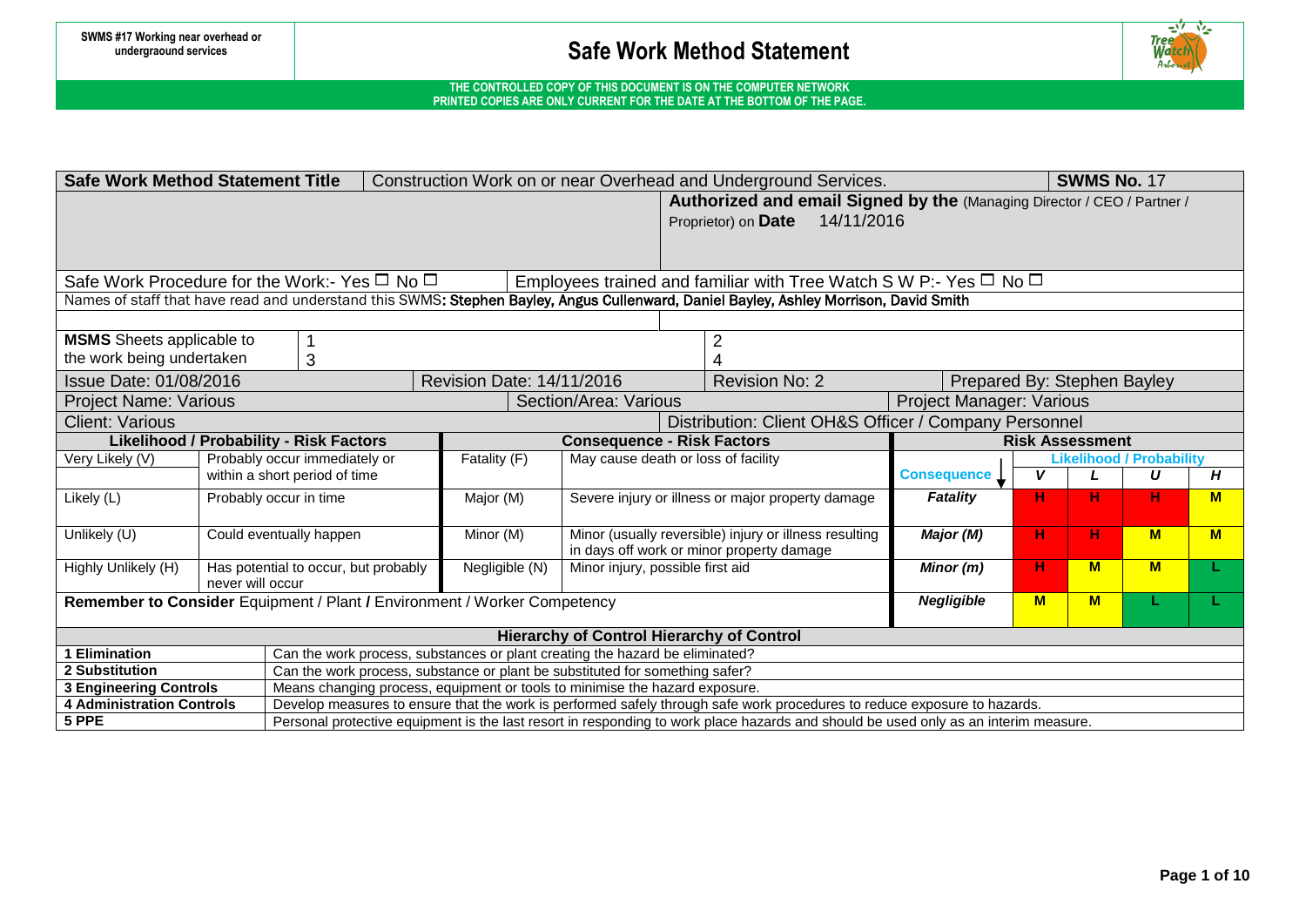SWMS #17 Working near overhead or undergraound services

# Safe Work Method Statement

**THE CONTROLLED COPY OF THIS DOCUMENT IS ON THE COMPUTER NETWORK**
**PRINTED COPIES ARE ONLY CURRENT FOR THE DATE AT THE BOTTOM OF THE PAGE.**

| **Safe Work Method Statement Title** | Construction Work on or near Overhead and Underground Services. | **SWMS No.** 17 |
|---|---|---|
| | **Authorized and email Signed by the** (Managing Director / CEO / Partner / Proprietor) on **Date** 14/11/2016 | |
| Safe Work Procedure for the Work:- Yes ☐ No ☐ | Employees trained and familiar with Tree Watch S W P:- Yes ☐ No ☐ | |
| Names of staff that have read and understand this SWMS: **Stephen Bayley, Angus Cullenward, Daniel Bayley, Ashley Morrison, David Smith** | | |

| **MSMS** Sheets applicable to the work being undertaken | 1<br>3 | 2<br>4 |
|---|---|---|

| Issue Date: 01/08/2016 | Revision Date: 14/11/2016 | Revision No: 2 | Prepared By: Stephen Bayley |
|---|---|---|---|
| Project Name: Various | Section/Area: Various | Project Manager: Various | |
| Client: Various | Distribution: Client OH&S Officer / Company Personnel | | |

| **Likelihood / Probability - Risk Factors** | | **Consequence - Risk Factors** | | **Risk Assessment** | | | | |
|---|---|---|---|---|---|---|---|---|
| | | | | | **Likelihood / Probability** | | | |
| Very Likely (V) | Probably occur immediately or within a short period of time | Fatality (F) | May cause death or loss of facility | **Consequence ↓** | **V** | **L** | **U** | **H** |
| Likely (L) | Probably occur in time | Major (M) | Severe injury or illness or major property damage | **Fatality** | H | H | H | M |
| Unlikely (U) | Could eventually happen | Minor (M) | Minor (usually reversible) injury or illness resulting in days off work or minor property damage | **Major (M)** | H | H | M | M |
| Highly Unlikely (H) | Has potential to occur, but probably never will occur | Negligible (N) | Minor injury, possible first aid | **Minor (m)** | H | M | M | L |
| **Remember to Consider** Equipment / Plant **/** Environment / Worker Competency | | | | **Negligible** | M | M | L | L |

| **Hierarchy of Control Hierarchy of Control** | |
|---|---|
| **1 Elimination** | Can the work process, substances or plant creating the hazard be eliminated? |
| **2 Substitution** | Can the work process, substance or plant be substituted for something safer? |
| **3 Engineering Controls** | Means changing process, equipment or tools to minimise the hazard exposure. |
| **4 Administration Controls** | Develop measures to ensure that the work is performed safely through safe work procedures to reduce exposure to hazards. |
| **5 PPE** | Personal protective equipment is the last resort in responding to work place hazards and should be used only as an interim measure. |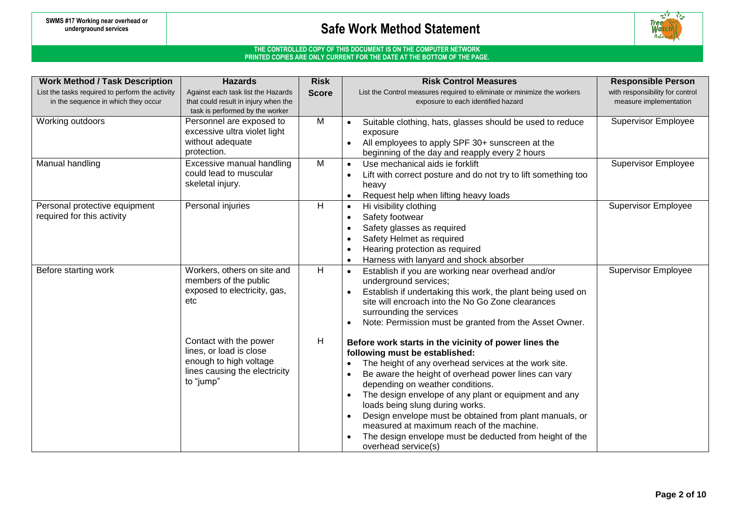| Work Method / Task Description<br>List the tasks required to perform the activity in the sequence in which they occur | Hazards<br>Against each task list the Hazards that could result in injury when the task is performed by the worker | Risk Score | Risk Control Measures<br>List the Control measures required to eliminate or minimize the workers exposure to each identified hazard | Responsible Person<br>with responsibility for control measure implementation |
|---|---|---|---|---|
| Working outdoors | Personnel are exposed to excessive ultra violet light without adequate protection. | M | • Suitable clothing, hats, glasses should be used to reduce exposure<br>• All employees to apply SPF 30+ sunscreen at the beginning of the day and reapply every 2 hours | Supervisor Employee |
| Manual handling | Excessive manual handling could lead to muscular skeletal injury. | M | • Use mechanical aids ie forklift<br>• Lift with correct posture and do not try to lift something too heavy<br>• Request help when lifting heavy loads | Supervisor Employee |
| Personal protective equipment required for this activity | Personal injuries | H | • Hi visibility clothing<br>• Safety footwear<br>• Safety glasses as required<br>• Safety Helmet as required<br>• Hearing protection as required<br>• Harness with lanyard and shock absorber | Supervisor Employee |
| Before starting work | Workers, others on site and members of the public exposed to electricity, gas, etc | H | • Establish if you are working near overhead and/or underground services;<br>• Establish if undertaking this work, the plant being used on site will encroach into the No Go Zone clearances surrounding the services<br>• Note: Permission must be granted from the Asset Owner. | Supervisor Employee |
| | Contact with the power lines, or load is close enough to high voltage lines causing the electricity to "jump" | H | **Before work starts in the vicinity of power lines the following must be established:**<br>• The height of any overhead services at the work site.<br>• Be aware the height of overhead power lines can vary depending on weather conditions.<br>• The design envelope of any plant or equipment and any loads being slung during works.<br>• Design envelope must be obtained from plant manuals, or measured at maximum reach of the machine.<br>• The design envelope must be deducted from height of the overhead service(s) | |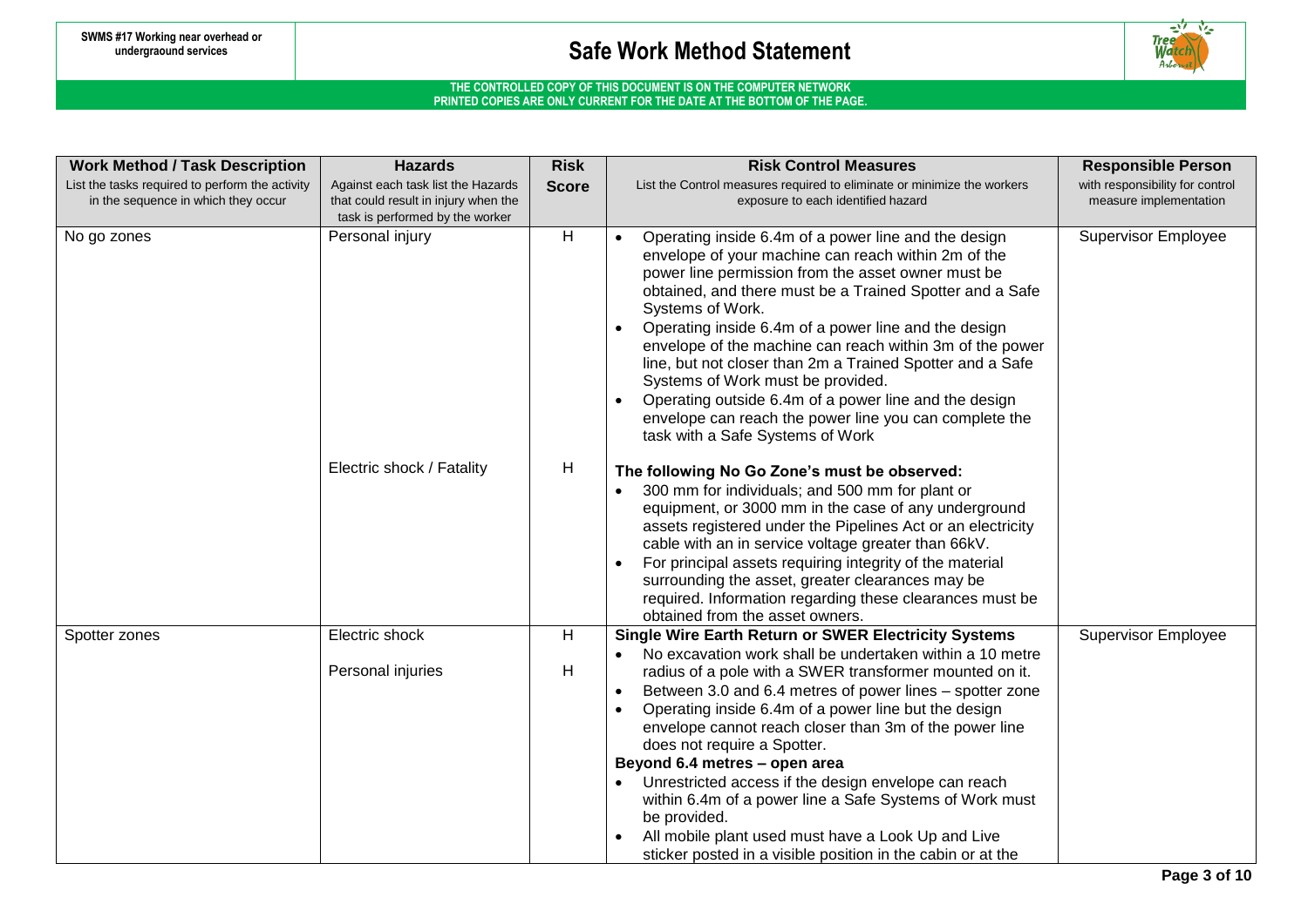# Safe Work Method Statement

THE CONTROLLED COPY OF THIS DOCUMENT IS ON THE COMPUTER NETWORK
PRINTED COPIES ARE ONLY CURRENT FOR THE DATE AT THE BOTTOM OF THE PAGE.

| **Work Method / Task Description**<br>List the tasks required to perform the activity in the sequence in which they occur | **Hazards**<br>Against each task list the Hazards that could result in injury when the task is performed by the worker | **Risk Score** | **Risk Control Measures**<br>List the Control measures required to eliminate or minimize the workers exposure to each identified hazard | **Responsible Person**<br>with responsibility for control measure implementation |
|---|---|---|---|---|
| No go zones | Personal injury | H | • Operating inside 6.4m of a power line and the design envelope of your machine can reach within 2m of the power line permission from the asset owner must be obtained, and there must be a Trained Spotter and a Safe Systems of Work.<br>• Operating inside 6.4m of a power line and the design envelope of the machine can reach within 3m of the power line, but not closer than 2m a Trained Spotter and a Safe Systems of Work must be provided.<br>• Operating outside 6.4m of a power line and the design envelope can reach the power line you can complete the task with a Safe Systems of Work | Supervisor Employee |
| | Electric shock / Fatality | H | **The following No Go Zone's must be observed:**<br>• 300 mm for individuals; and 500 mm for plant or equipment, or 3000 mm in the case of any underground assets registered under the Pipelines Act or an electricity cable with an in service voltage greater than 66kV.<br>• For principal assets requiring integrity of the material surrounding the asset, greater clearances may be required. Information regarding these clearances must be obtained from the asset owners. | |
| Spotter zones | Electric shock<br><br>Personal injuries | H<br><br>H | **Single Wire Earth Return or SWER Electricity Systems**<br>• No excavation work shall be undertaken within a 10 metre radius of a pole with a SWER transformer mounted on it.<br>• Between 3.0 and 6.4 metres of power lines – spotter zone<br>• Operating inside 6.4m of a power line but the design envelope cannot reach closer than 3m of the power line does not require a Spotter.<br>**Beyond 6.4 metres – open area**<br>• Unrestricted access if the design envelope can reach within 6.4m of a power line a Safe Systems of Work must be provided.<br>• All mobile plant used must have a Look Up and Live sticker posted in a visible position in the cabin or at the | Supervisor Employee |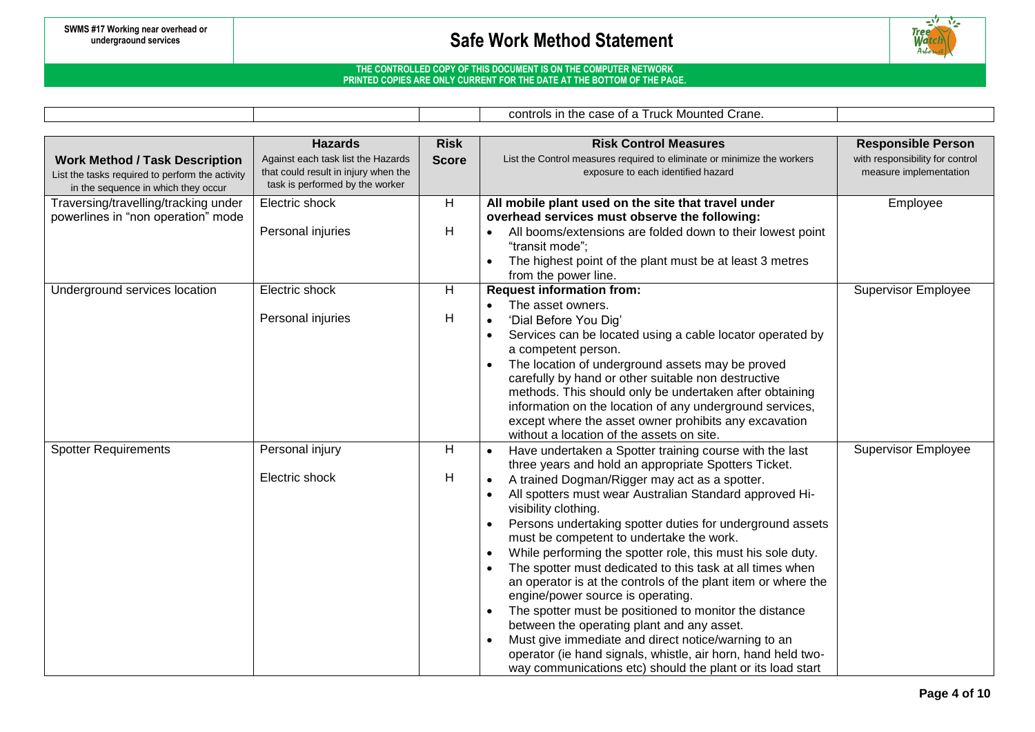| | | | controls in the case of a Truck Mounted Crane. | |
|---|---|---|---|---|

| **Work Method / Task Description**<br>List the tasks required to perform the activity in the sequence in which they occur | **Hazards**<br>Against each task list the Hazards that could result in injury when the task is performed by the worker | **Risk Score** | **Risk Control Measures**<br>List the Control measures required to eliminate or minimize the workers exposure to each identified hazard | **Responsible Person**<br>with responsibility for control measure implementation |
|---|---|---|---|---|
| Traversing/travelling/tracking under powerlines in "non operation" mode | Electric shock<br><br>Personal injuries | H<br><br>H | **All mobile plant used on the site that travel under overhead services must observe the following:**<br>• All booms/extensions are folded down to their lowest point "transit mode";<br>• The highest point of the plant must be at least 3 metres from the power line. | Employee |
| Underground services location | Electric shock<br><br>Personal injuries | H<br><br>H | **Request information from:**<br>• The asset owners.<br>• 'Dial Before You Dig'<br>• Services can be located using a cable locator operated by a competent person.<br>• The location of underground assets may be proved carefully by hand or other suitable non destructive methods. This should only be undertaken after obtaining information on the location of any underground services, except where the asset owner prohibits any excavation without a location of the assets on site. | Supervisor Employee |
| Spotter Requirements | Personal injury<br><br>Electric shock | H<br><br>H | • Have undertaken a Spotter training course with the last three years and hold an appropriate Spotters Ticket.<br>• A trained Dogman/Rigger may act as a spotter.<br>• All spotters must wear Australian Standard approved Hi-visibility clothing.<br>• Persons undertaking spotter duties for underground assets must be competent to undertake the work.<br>• While performing the spotter role, this must his sole duty.<br>• The spotter must dedicated to this task at all times when an operator is at the controls of the plant item or where the engine/power source is operating.<br>• The spotter must be positioned to monitor the distance between the operating plant and any asset.<br>• Must give immediate and direct notice/warning to an operator (ie hand signals, whistle, air horn, hand held two-way communications etc) should the plant or its load start | Supervisor Employee |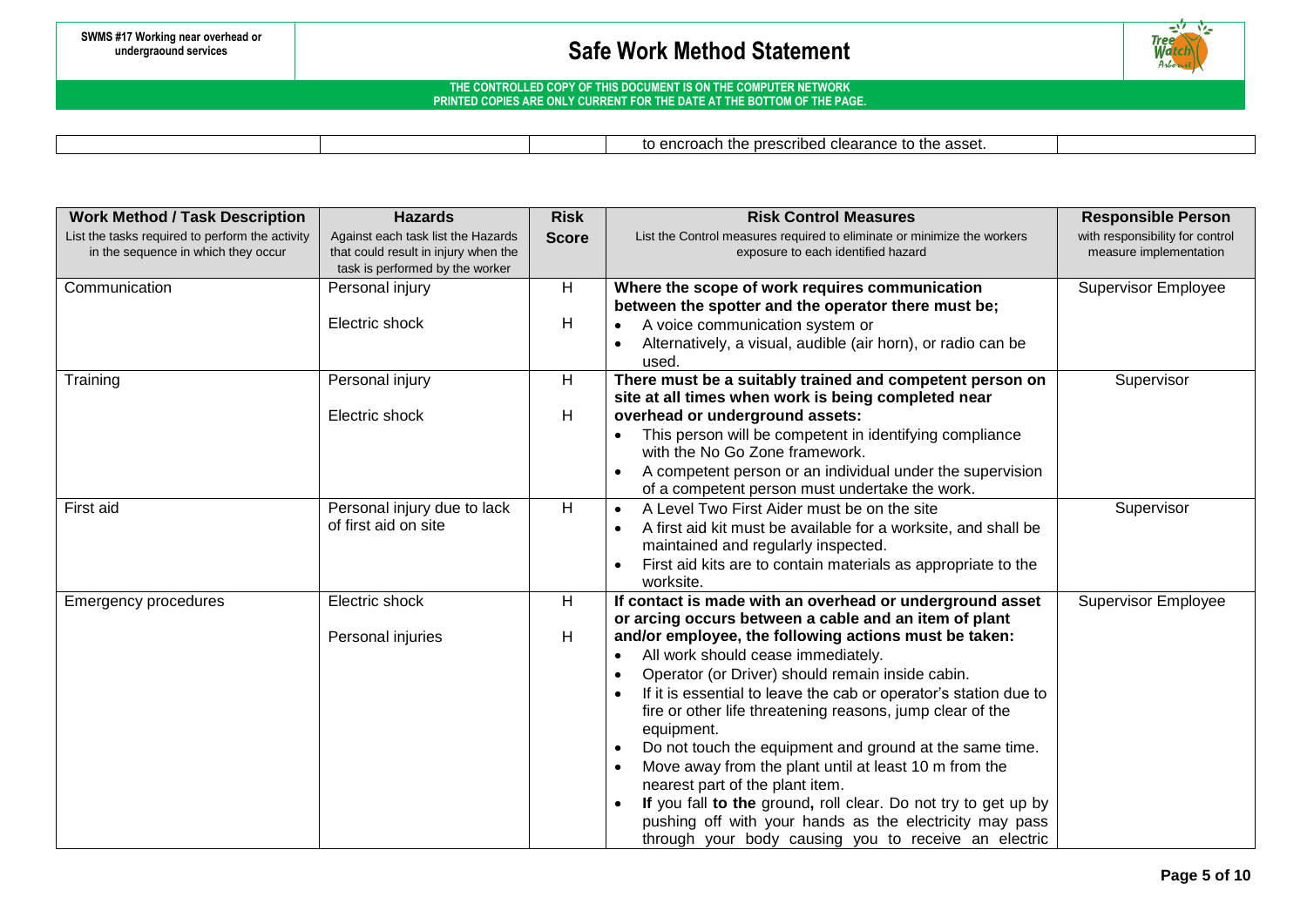| | | | to encroach the prescribed clearance to the asset. | |
|---|---|---|---|---|

| **Work Method / Task Description**<br>List the tasks required to perform the activity in the sequence in which they occur | **Hazards**<br>Against each task list the Hazards that could result in injury when the task is performed by the worker | **Risk Score** | **Risk Control Measures**<br>List the Control measures required to eliminate or minimize the workers exposure to each identified hazard | **Responsible Person**<br>with responsibility for control measure implementation |
|---|---|---|---|---|
| Communication | Personal injury<br><br>Electric shock | H<br><br>H | **Where the scope of work requires communication between the spotter and the operator there must be;**<br>• A voice communication system or<br>• Alternatively, a visual, audible (air horn), or radio can be used. | Supervisor Employee |
| Training | Personal injury<br><br>Electric shock | H<br><br>H | **There must be a suitably trained and competent person on site at all times when work is being completed near overhead or underground assets:**<br>• This person will be competent in identifying compliance with the No Go Zone framework.<br>• A competent person or an individual under the supervision of a competent person must undertake the work. | Supervisor |
| First aid | Personal injury due to lack of first aid on site | H | • A Level Two First Aider must be on the site<br>• A first aid kit must be available for a worksite, and shall be maintained and regularly inspected.<br>• First aid kits are to contain materials as appropriate to the worksite. | Supervisor |
| Emergency procedures | Electric shock<br><br>Personal injuries | H<br><br>H | **If contact is made with an overhead or underground asset or arcing occurs between a cable and an item of plant and/or employee, the following actions must be taken:**<br>• All work should cease immediately.<br>• Operator (or Driver) should remain inside cabin.<br>• If it is essential to leave the cab or operator's station due to fire or other life threatening reasons, jump clear of the equipment.<br>• Do not touch the equipment and ground at the same time.<br>• Move away from the plant until at least 10 m from the nearest part of the plant item.<br>• **If** you fall **to the** ground**,** roll clear. Do not try to get up by pushing off with your hands as the electricity may pass through your body causing you to receive an electric | Supervisor Employee |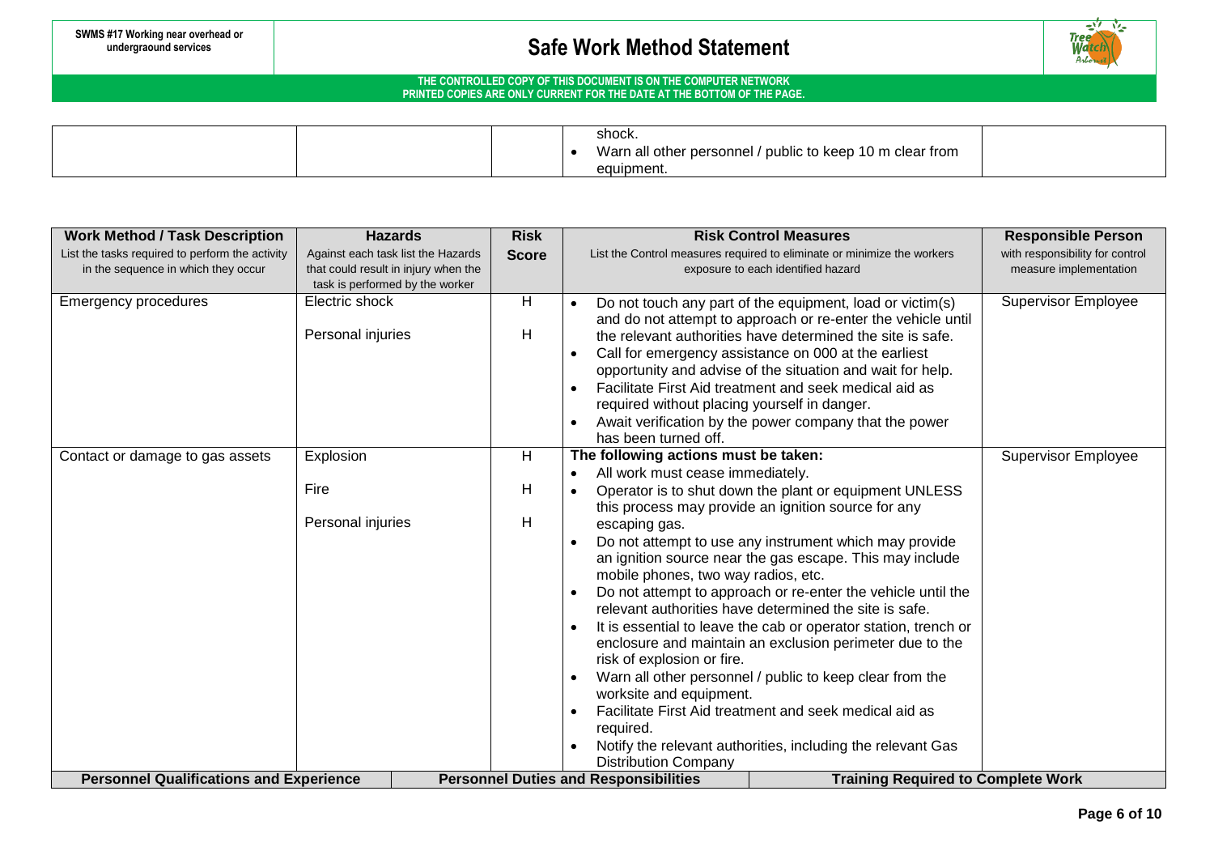| | | | shock.<br>• Warn all other personnel / public to keep 10 m clear from equipment. | |
|---|---|---|---|---|

| **Work Method / Task Description**<br>List the tasks required to perform the activity in the sequence in which they occur | **Hazards**<br>Against each task list the Hazards that could result in injury when the task is performed by the worker | **Risk Score** | **Risk Control Measures**<br>List the Control measures required to eliminate or minimize the workers exposure to each identified hazard | **Responsible Person**<br>with responsibility for control measure implementation |
|---|---|---|---|---|
| Emergency procedures | Electric shock<br><br>Personal injuries | H<br><br>H | • Do not touch any part of the equipment, load or victim(s) and do not attempt to approach or re-enter the vehicle until the relevant authorities have determined the site is safe.<br>• Call for emergency assistance on 000 at the earliest opportunity and advise of the situation and wait for help.<br>• Facilitate First Aid treatment and seek medical aid as required without placing yourself in danger.<br>• Await verification by the power company that the power has been turned off. | Supervisor Employee |
| Contact or damage to gas assets | Explosion<br><br>Fire<br><br>Personal injuries | H<br><br>H<br><br>H | **The following actions must be taken:**<br>• All work must cease immediately.<br>• Operator is to shut down the plant or equipment UNLESS this process may provide an ignition source for any escaping gas.<br>• Do not attempt to use any instrument which may provide an ignition source near the gas escape. This may include mobile phones, two way radios, etc.<br>• Do not attempt to approach or re-enter the vehicle until the relevant authorities have determined the site is safe.<br>• It is essential to leave the cab or operator station, trench or enclosure and maintain an exclusion perimeter due to the risk of explosion or fire.<br>• Warn all other personnel / public to keep clear from the worksite and equipment.<br>• Facilitate First Aid treatment and seek medical aid as required.<br>• Notify the relevant authorities, including the relevant Gas Distribution Company | Supervisor Employee |

| **Personnel Qualifications and Experience** | **Personnel Duties and Responsibilities** | **Training Required to Complete Work** |
|---|---|---|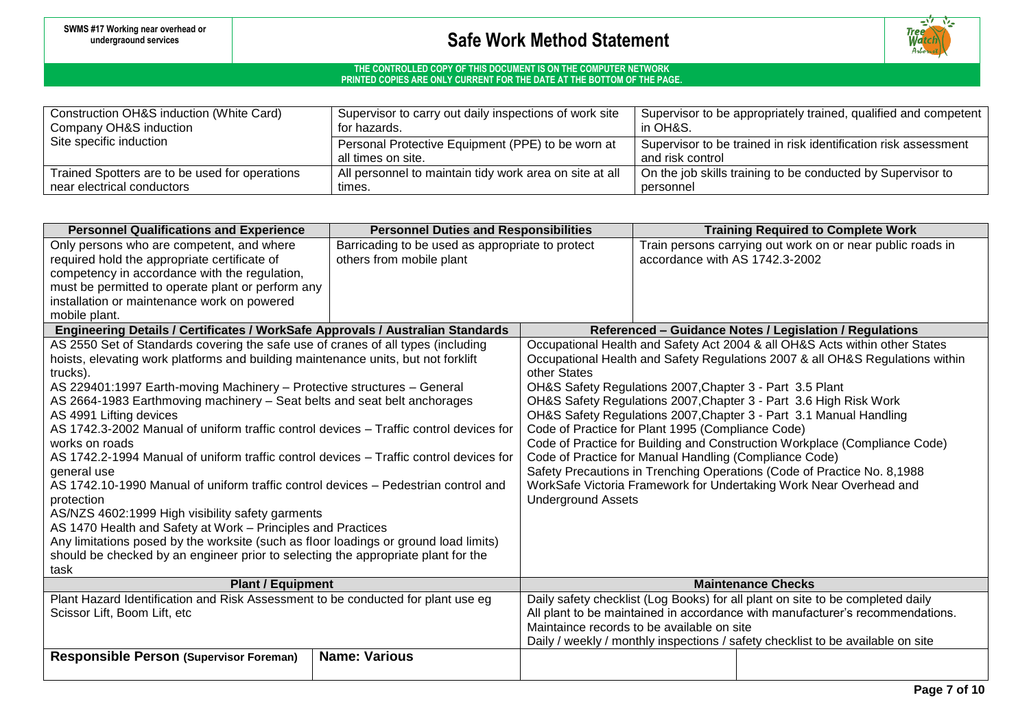| | | |
|---|---|---|
| Construction OH&S induction (White Card)<br>Company OH&S induction<br>Site specific induction | Supervisor to carry out daily inspections of work site for hazards. | Supervisor to be appropriately trained, qualified and competent in OH&S. |
| | Personal Protective Equipment (PPE) to be worn at all times on site. | Supervisor to be trained in risk identification risk assessment and risk control |
| Trained Spotters are to be used for operations near electrical conductors | All personnel to maintain tidy work area on site at all times. | On the job skills training to be conducted by Supervisor to personnel |

| Personnel Qualifications and Experience | Personnel Duties and Responsibilities | Training Required to Complete Work |
|---|---|---|
| Only persons who are competent, and where required hold the appropriate certificate of competency in accordance with the regulation, must be permitted to operate plant or perform any installation or maintenance work on powered mobile plant. | Barricading to be used as appropriate to protect others from mobile plant | Train persons carrying out work on or near public roads in accordance with AS 1742.3-2002 |

| Engineering Details / Certificates / WorkSafe Approvals / Australian Standards | Referenced – Guidance Notes / Legislation / Regulations |
|---|---|
| AS 2550 Set of Standards covering the safe use of cranes of all types (including hoists, elevating work platforms and building maintenance units, but not forklift trucks).<br>AS 229401:1997 Earth-moving Machinery – Protective structures – General<br>AS 2664-1983 Earthmoving machinery – Seat belts and seat belt anchorages<br>AS 4991 Lifting devices<br>AS 1742.3-2002 Manual of uniform traffic control devices – Traffic control devices for works on roads<br>AS 1742.2-1994 Manual of uniform traffic control devices – Traffic control devices for general use<br>AS 1742.10-1990 Manual of uniform traffic control devices – Pedestrian control and protection<br>AS/NZS 4602:1999 High visibility safety garments<br>AS 1470 Health and Safety at Work – Principles and Practices<br>Any limitations posed by the worksite (such as floor loadings or ground load limits) should be checked by an engineer prior to selecting the appropriate plant for the task | Occupational Health and Safety Act 2004 & all OH&S Acts within other States<br>Occupational Health and Safety Regulations 2007 & all OH&S Regulations within other States<br>OH&S Safety Regulations 2007, Chapter 3 - Part 3.5 Plant<br>OH&S Safety Regulations 2007, Chapter 3 - Part 3.6 High Risk Work<br>OH&S Safety Regulations 2007, Chapter 3 - Part 3.1 Manual Handling<br>Code of Practice for Plant 1995 (Compliance Code)<br>Code of Practice for Building and Construction Workplace (Compliance Code)<br>Code of Practice for Manual Handling (Compliance Code)<br>Safety Precautions in Trenching Operations (Code of Practice No. 8,1988<br>WorkSafe Victoria Framework for Undertaking Work Near Overhead and Underground Assets |
| **Plant / Equipment** | **Maintenance Checks** |
| Plant Hazard Identification and Risk Assessment to be conducted for plant use eg Scissor Lift, Boom Lift, etc | Daily safety checklist (Log Books) for all plant on site to be completed daily<br>All plant to be maintained in accordance with manufacturer's recommendations.<br>Maintaince records to be available on site<br>Daily / weekly / monthly inspections / safety checklist to be available on site |

| **Responsible Person (Supervisor Foreman)** | **Name: Various** | | |
|---|---|---|---|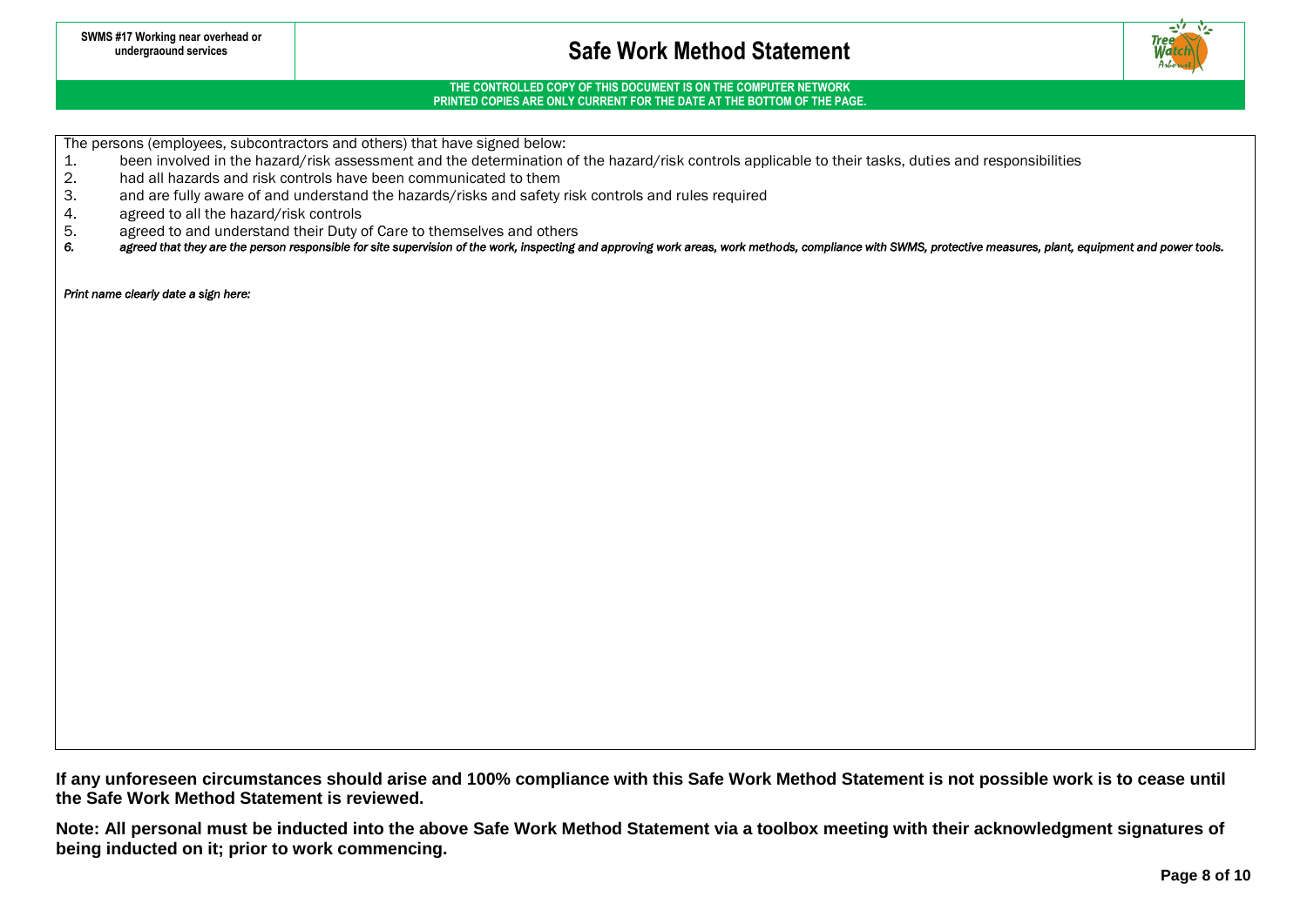The persons (employees, subcontractors and others) that have signed below:

1. been involved in the hazard/risk assessment and the determination of the hazard/risk controls applicable to their tasks, duties and responsibilities
2. had all hazards and risk controls have been communicated to them
3. and are fully aware of and understand the hazards/risks and safety risk controls and rules required
4. agreed to all the hazard/risk controls
5. agreed to and understand their Duty of Care to themselves and others
6. *agreed that they are the person responsible for site supervision of the work, inspecting and approving work areas, work methods, compliance with SWMS, protective measures, plant, equipment and power tools.*

*Print name clearly date a sign here:*

**If any unforeseen circumstances should arise and 100% compliance with this Safe Work Method Statement is not possible work is to cease until the Safe Work Method Statement is reviewed.**

**Note: All personal must be inducted into the above Safe Work Method Statement via a toolbox meeting with their acknowledgment signatures of being inducted on it; prior to work commencing.**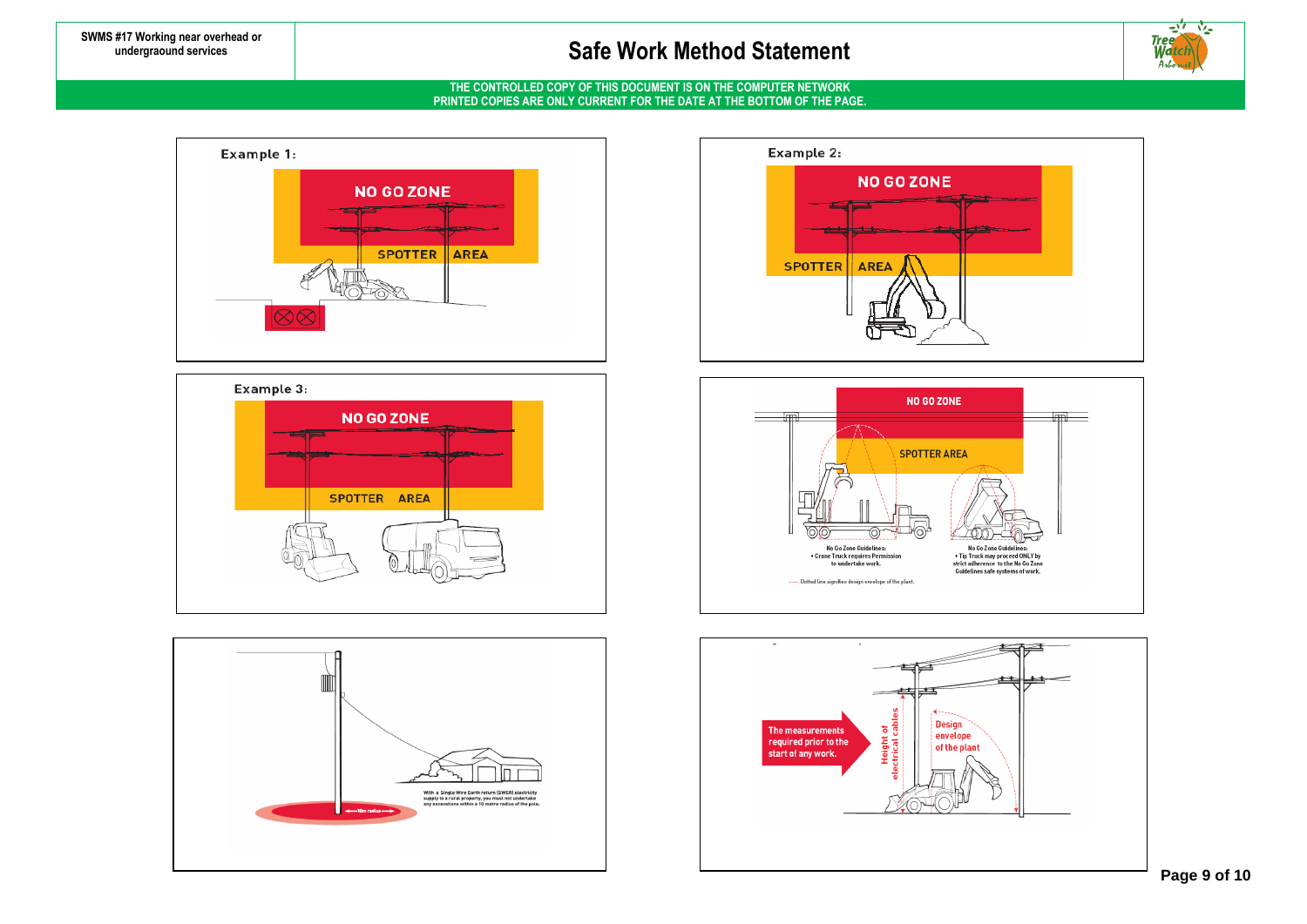Example 1:

NO GO ZONE

SPOTTER AREA

Example 2:

NO GO ZONE

SPOTTER AREA

Example 3:

NO GO ZONE

SPOTTER AREA

NO GO ZONE

SPOTTER AREA

No Go Zone Guidelines:
• Crane Truck requires Permission to undertake work.

No Go Zone Guidelines:
• Tip Truck may proceed ONLY by strict adherence to the No Go Zone Guidelines safe systems of work.

Dotted line signifies design envelope of the plant.

10m radius

With a Single Wire Earth return (SWER) electricity supply to a rural property, you must not undertake any excavations within a 10 metre radius of the pole.

The measurements required prior to the start of any work.

Height of electrical cables

Design envelope of the plant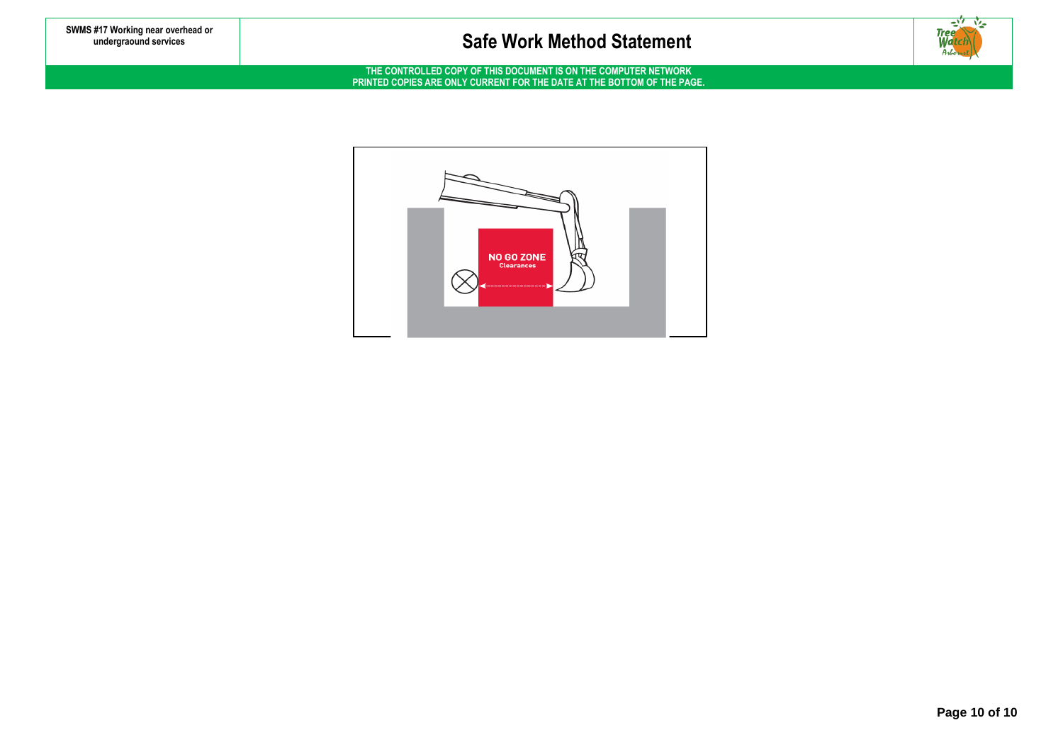NO GO ZONE

Clearances